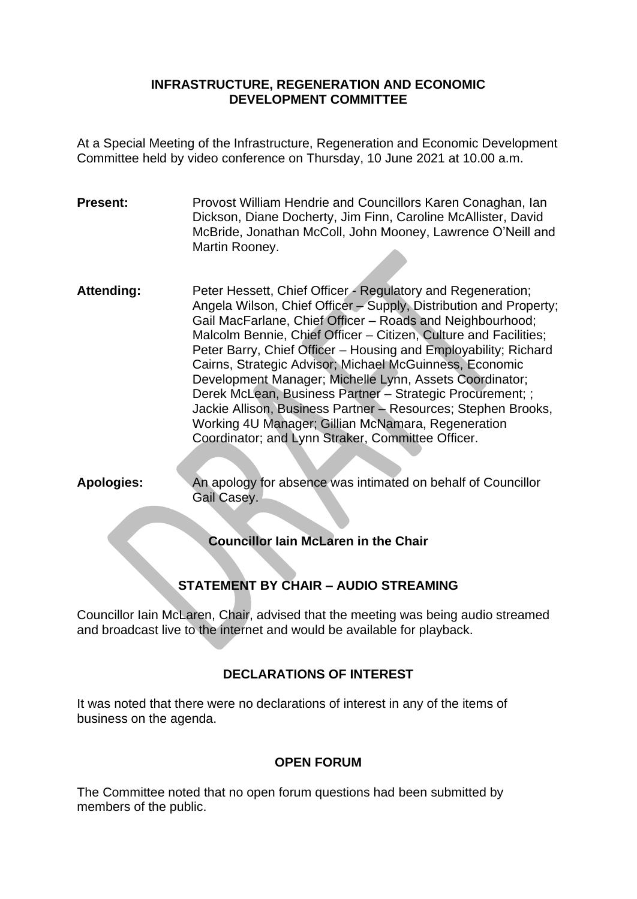# INFRASTRUCTURE, REGENERATION AND ECONOMIC DEVELOPMENT COMMITTEE

At a Special Meeting of the Infrastructure, Regeneration and Economic Development Committee held by video conference on Thursday, 10 June 2021 at 10.00 a.m.

**Present:** Provost William Hendrie and Councillors Karen Conaghan, Ian Dickson, Diane Docherty, Jim Finn, Caroline McAllister, David McBride, Jonathan McColl, John Mooney, Lawrence O'Neill and Martin Rooney.

**Attending:** Peter Hessett, Chief Officer - Regulatory and Regeneration; Angela Wilson, Chief Officer – Supply, Distribution and Property; Gail MacFarlane, Chief Officer – Roads and Neighbourhood; Malcolm Bennie, Chief Officer – Citizen, Culture and Facilities; Peter Barry, Chief Officer – Housing and Employability; Richard Cairns, Strategic Advisor; Michael McGuinness, Economic Development Manager; Michelle Lynn, Assets Coordinator; Derek McLean, Business Partner – Strategic Procurement; ; Jackie Allison, Business Partner – Resources; Stephen Brooks, Working 4U Manager; Gillian McNamara, Regeneration Coordinator; and Lynn Straker, Committee Officer.

**Apologies:** An apology for absence was intimated on behalf of Councillor Gail Casey.

**Councillor Iain McLaren in the Chair**

## STATEMENT BY CHAIR – AUDIO STREAMING

Councillor Iain McLaren, Chair, advised that the meeting was being audio streamed and broadcast live to the internet and would be available for playback.

## DECLARATIONS OF INTEREST

It was noted that there were no declarations of interest in any of the items of business on the agenda.

## OPEN FORUM

The Committee noted that no open forum questions had been submitted by members of the public.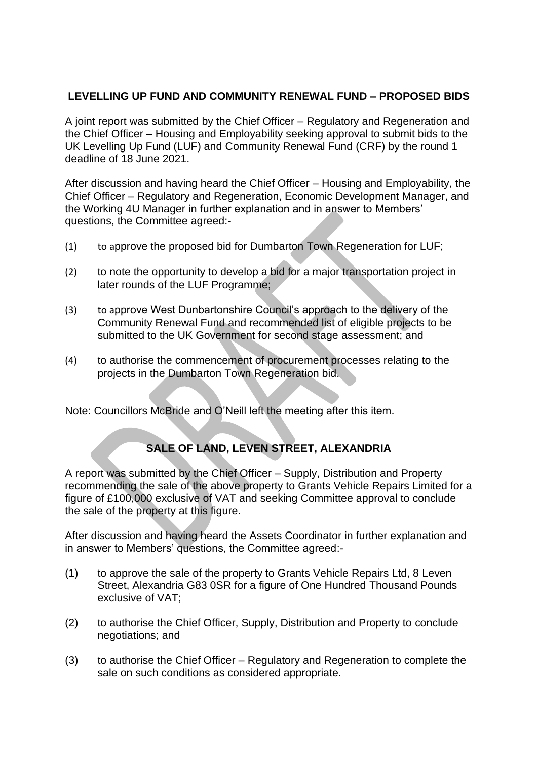## LEVELLING UP FUND AND COMMUNITY RENEWAL FUND – PROPOSED BIDS

A joint report was submitted by the Chief Officer – Regulatory and Regeneration and the Chief Officer – Housing and Employability seeking approval to submit bids to the UK Levelling Up Fund (LUF) and Community Renewal Fund (CRF) by the round 1 deadline of 18 June 2021.

After discussion and having heard the Chief Officer – Housing and Employability, the Chief Officer – Regulatory and Regeneration, Economic Development Manager, and the Working 4U Manager in further explanation and in answer to Members' questions, the Committee agreed:-

(1) to approve the proposed bid for Dumbarton Town Regeneration for LUF;

(2) to note the opportunity to develop a bid for a major transportation project in later rounds of the LUF Programme;

(3) to approve West Dunbartonshire Council's approach to the delivery of the Community Renewal Fund and recommended list of eligible projects to be submitted to the UK Government for second stage assessment; and

(4) to authorise the commencement of procurement processes relating to the projects in the Dumbarton Town Regeneration bid.

Note: Councillors McBride and O'Neill left the meeting after this item.

## SALE OF LAND, LEVEN STREET, ALEXANDRIA

A report was submitted by the Chief Officer – Supply, Distribution and Property recommending the sale of the above property to Grants Vehicle Repairs Limited for a figure of £100,000 exclusive of VAT and seeking Committee approval to conclude the sale of the property at this figure.

After discussion and having heard the Assets Coordinator in further explanation and in answer to Members' questions, the Committee agreed:-

(1) to approve the sale of the property to Grants Vehicle Repairs Ltd, 8 Leven Street, Alexandria G83 0SR for a figure of One Hundred Thousand Pounds exclusive of VAT;

(2) to authorise the Chief Officer, Supply, Distribution and Property to conclude negotiations; and

(3) to authorise the Chief Officer – Regulatory and Regeneration to complete the sale on such conditions as considered appropriate.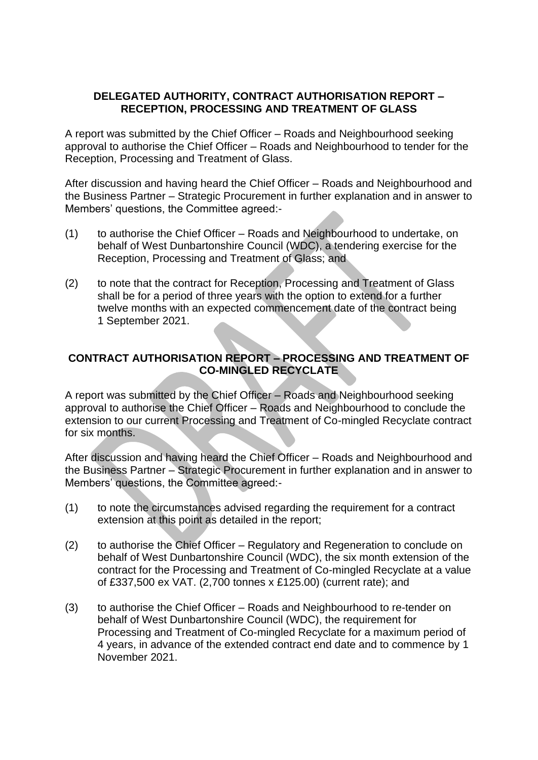### DELEGATED AUTHORITY, CONTRACT AUTHORISATION REPORT – RECEPTION, PROCESSING AND TREATMENT OF GLASS

A report was submitted by the Chief Officer – Roads and Neighbourhood seeking approval to authorise the Chief Officer – Roads and Neighbourhood to tender for the Reception, Processing and Treatment of Glass.

After discussion and having heard the Chief Officer – Roads and Neighbourhood and the Business Partner – Strategic Procurement in further explanation and in answer to Members' questions, the Committee agreed:-

(1) to authorise the Chief Officer – Roads and Neighbourhood to undertake, on behalf of West Dunbartonshire Council (WDC), a tendering exercise for the Reception, Processing and Treatment of Glass; and

(2) to note that the contract for Reception, Processing and Treatment of Glass shall be for a period of three years with the option to extend for a further twelve months with an expected commencement date of the contract being 1 September 2021.

### CONTRACT AUTHORISATION REPORT – PROCESSING AND TREATMENT OF CO-MINGLED RECYCLATE

A report was submitted by the Chief Officer – Roads and Neighbourhood seeking approval to authorise the Chief Officer – Roads and Neighbourhood to conclude the extension to our current Processing and Treatment of Co-mingled Recyclate contract for six months.

After discussion and having heard the Chief Officer – Roads and Neighbourhood and the Business Partner – Strategic Procurement in further explanation and in answer to Members' questions, the Committee agreed:-

(1) to note the circumstances advised regarding the requirement for a contract extension at this point as detailed in the report;

(2) to authorise the Chief Officer – Regulatory and Regeneration to conclude on behalf of West Dunbartonshire Council (WDC), the six month extension of the contract for the Processing and Treatment of Co-mingled Recyclate at a value of £337,500 ex VAT. (2,700 tonnes x £125.00) (current rate); and

(3) to authorise the Chief Officer – Roads and Neighbourhood to re-tender on behalf of West Dunbartonshire Council (WDC), the requirement for Processing and Treatment of Co-mingled Recyclate for a maximum period of 4 years, in advance of the extended contract end date and to commence by 1 November 2021.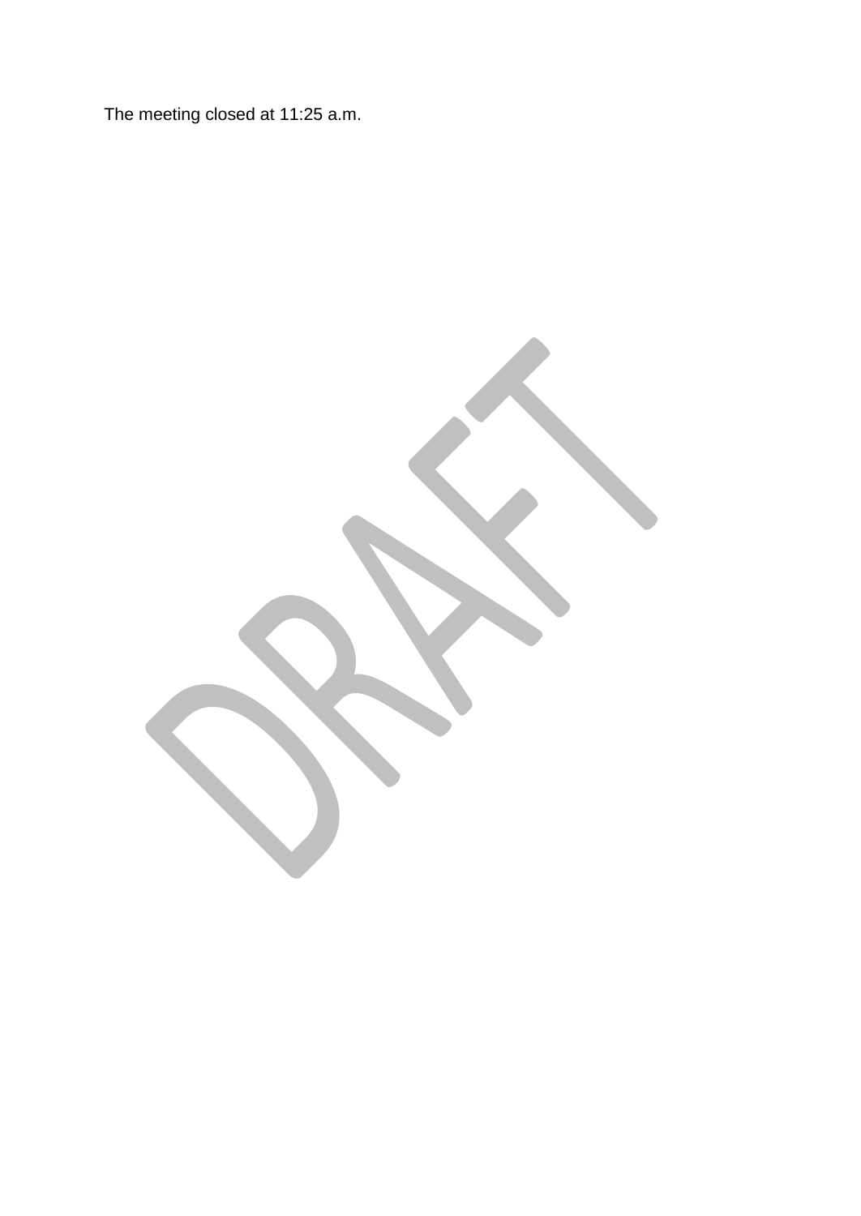The meeting closed at 11:25 a.m.